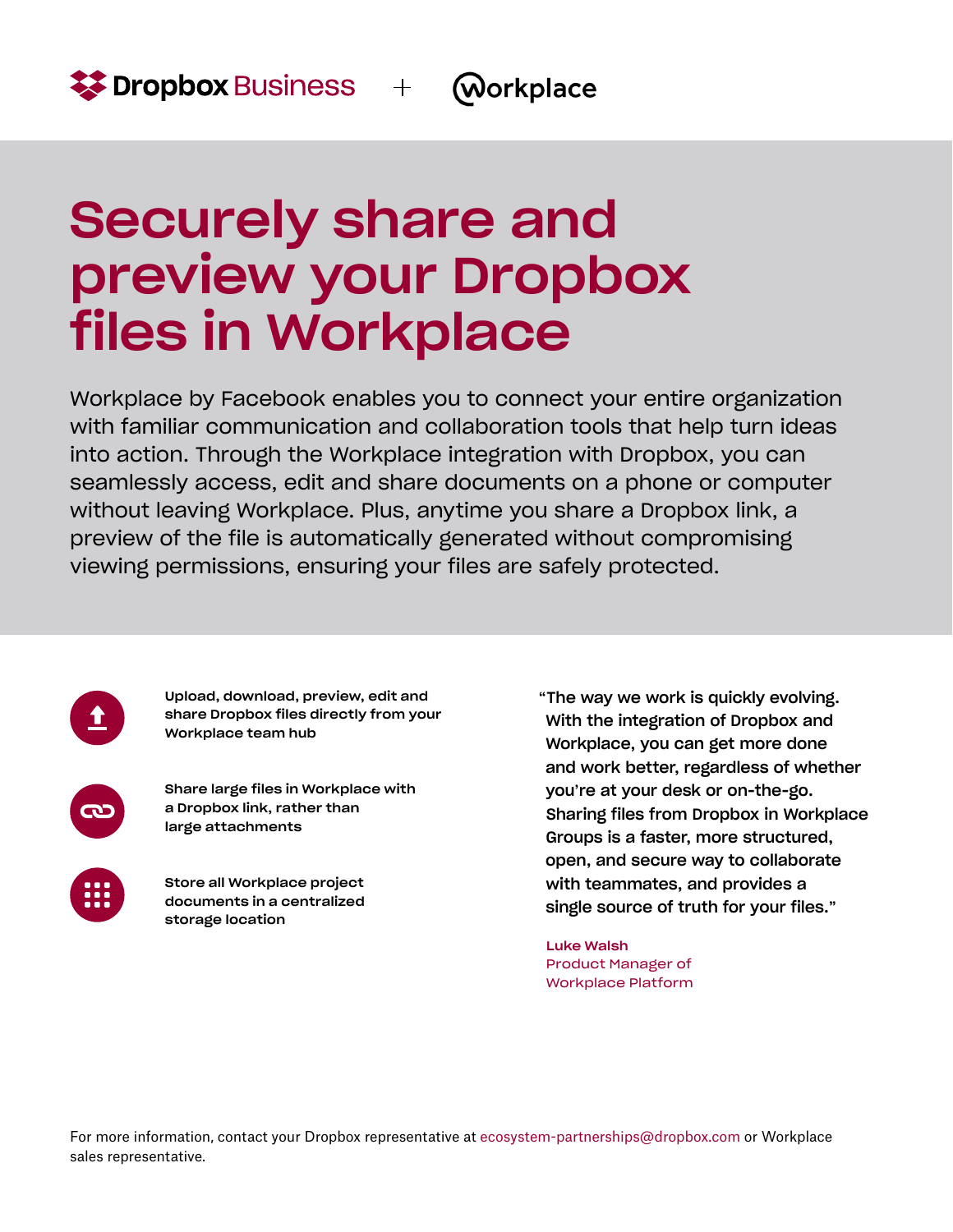Dropbox Business + Workplace

# Securely share and preview your Dropbox files in Workplace

Workplace by Facebook enables you to connect your entire organization with familiar communication and collaboration tools that help turn ideas into action. Through the Workplace integration with Dropbox, you can seamlessly access, edit and share documents on a phone or computer without leaving Workplace. Plus, anytime you share a Dropbox link, a preview of the file is automatically generated without compromising viewing permissions, ensuring your files are safely protected.

**Upload, download, preview, edit and share Dropbox files directly from your Workplace team hub**

**Share large files in Workplace with a Dropbox link, rather than large attachments**

**Store all Workplace project documents in a centralized storage location**

"The way we work is quickly evolving. With the integration of Dropbox and Workplace, you can get more done and work better, regardless of whether you're at your desk or on-the-go. Sharing files from Dropbox in Workplace Groups is a faster, more structured, open, and secure way to collaborate with teammates, and provides a single source of truth for your files."

**Luke Walsh**
Product Manager of Workplace Platform

For more information, contact your Dropbox representative at ecosystem-partnerships@dropbox.com or Workplace sales representative.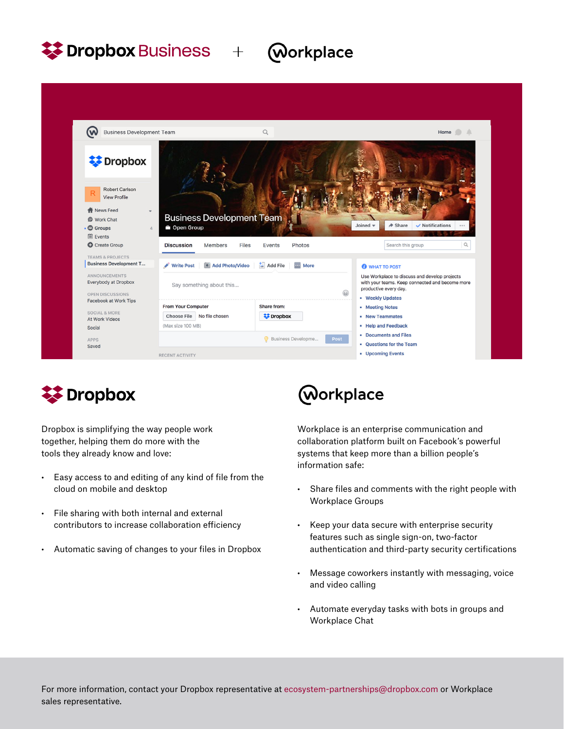# Dropbox Business + Workplace

## Dropbox

Dropbox is simplifying the way people work together, helping them do more with the tools they already know and love:

- Easy access to and editing of any kind of file from the cloud on mobile and desktop
- File sharing with both internal and external contributors to increase collaboration efficiency
- Automatic saving of changes to your files in Dropbox

## Workplace

Workplace is an enterprise communication and collaboration platform built on Facebook's powerful systems that keep more than a billion people's information safe:

- Share files and comments with the right people with Workplace Groups
- Keep your data secure with enterprise security features such as single sign-on, two-factor authentication and third-party security certifications
- Message coworkers instantly with messaging, voice and video calling
- Automate everyday tasks with bots in groups and Workplace Chat

For more information, contact your Dropbox representative at ecosystem-partnerships@dropbox.com or Workplace sales representative.